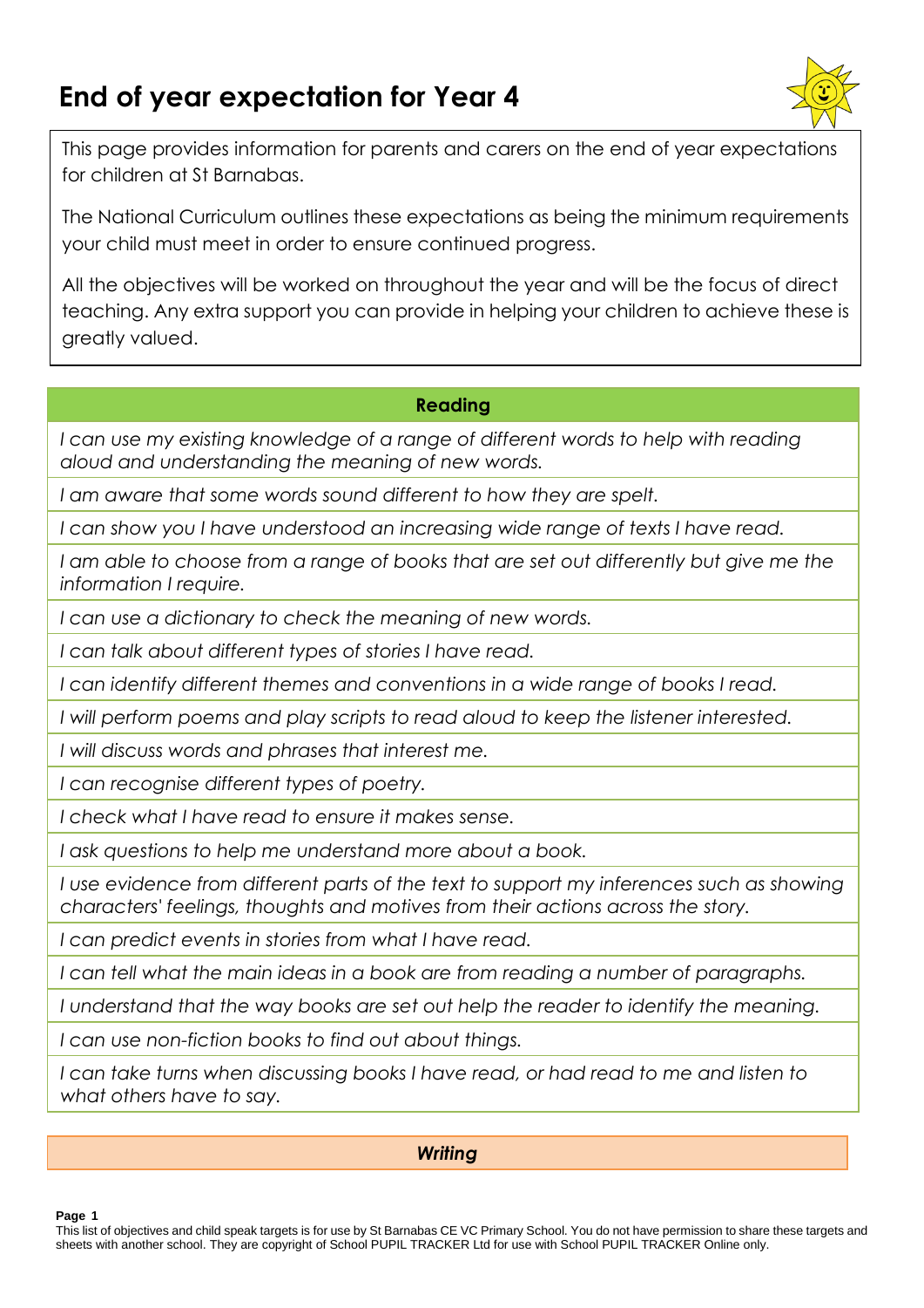# End of year expectation for Year 4

This page provides information for parents and carers on the end of year expectations for children at St Barnabas.

The National Curriculum outlines these expectations as being the minimum requirements your child must meet in order to ensure continued progress.

All the objectives will be worked on throughout the year and will be the focus of direct teaching. Any extra support you can provide in helping your children to achieve these is greatly valued.

| **Reading** |
| --- |
| *I can use my existing knowledge of a range of different words to help with reading aloud and understanding the meaning of new words.* |
| *I am aware that some words sound different to how they are spelt.* |
| *I can show you I have understood an increasing wide range of texts I have read.* |
| *I am able to choose from a range of books that are set out differently but give me the information I require.* |
| *I can use a dictionary to check the meaning of new words.* |
| *I can talk about different types of stories I have read.* |
| *I can identify different themes and conventions in a wide range of books I read.* |
| *I will perform poems and play scripts to read aloud to keep the listener interested.* |
| *I will discuss words and phrases that interest me.* |
| *I can recognise different types of poetry.* |
| *I check what I have read to ensure it makes sense.* |
| *I ask questions to help me understand more about a book.* |
| *I use evidence from different parts of the text to support my inferences such as showing characters' feelings, thoughts and motives from their actions across the story.* |
| *I can predict events in stories from what I have read.* |
| *I can tell what the main ideas in a book are from reading a number of paragraphs.* |
| *I understand that the way books are set out help the reader to identify the meaning.* |
| *I can use non-fiction books to find out about things.* |
| *I can take turns when discussing books I have read, or had read to me and listen to what others have to say.* |

| ***Writing*** |
| --- |

This list of objectives and child speak targets is for use by St Barnabas CE VC Primary School. You do not have permission to share these targets and sheets with another school. They are copyright of School PUPIL TRACKER Ltd for use with School PUPIL TRACKER Online only.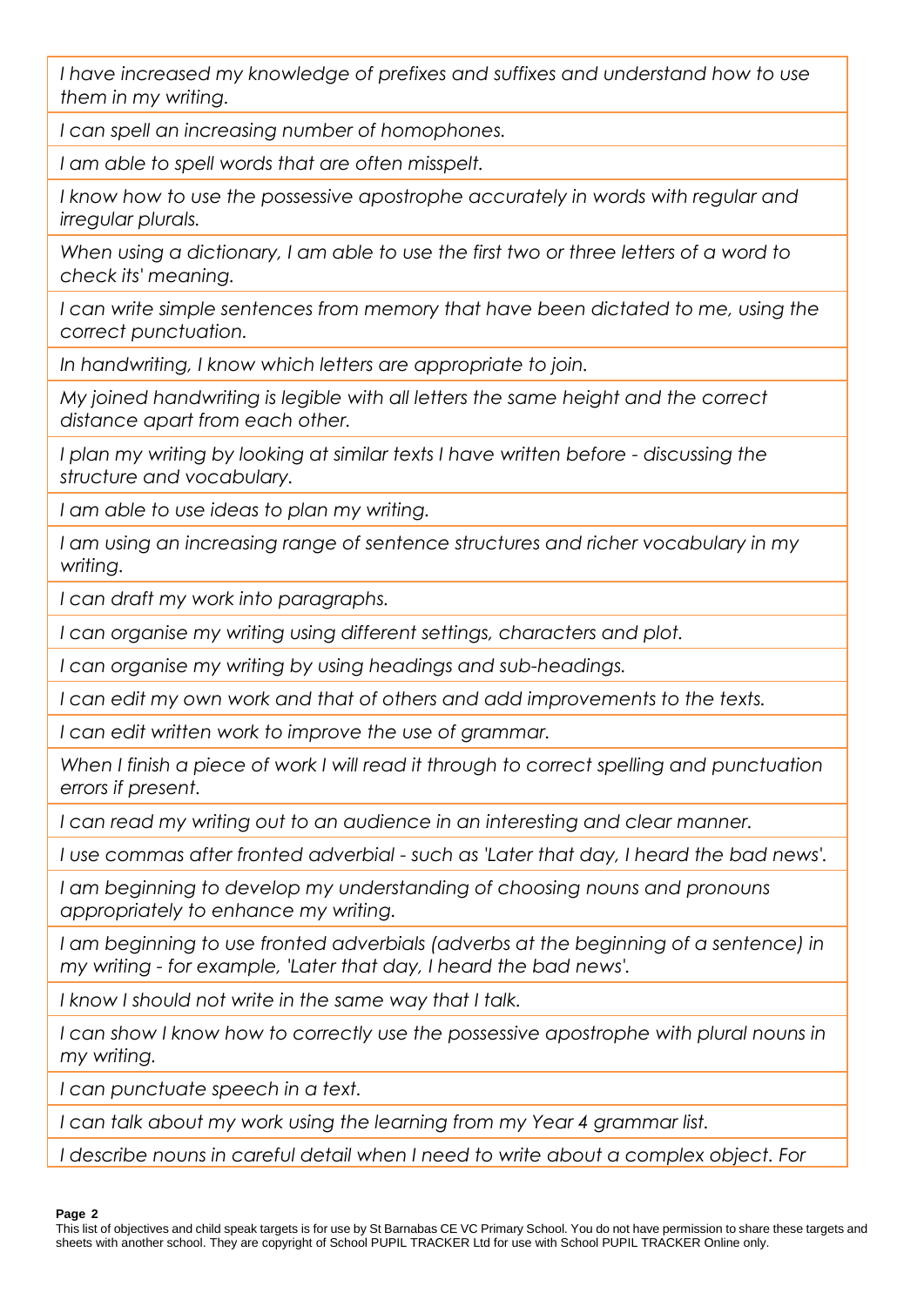| |
|---|
| *I have increased my knowledge of prefixes and suffixes and understand how to use them in my writing.* |
| *I can spell an increasing number of homophones.* |
| *I am able to spell words that are often misspelt.* |
| *I know how to use the possessive apostrophe accurately in words with regular and irregular plurals.* |
| *When using a dictionary, I am able to use the first two or three letters of a word to check its' meaning.* |
| *I can write simple sentences from memory that have been dictated to me, using the correct punctuation.* |
| *In handwriting, I know which letters are appropriate to join.* |
| *My joined handwriting is legible with all letters the same height and the correct distance apart from each other.* |
| *I plan my writing by looking at similar texts I have written before - discussing the structure and vocabulary.* |
| *I am able to use ideas to plan my writing.* |
| *I am using an increasing range of sentence structures and richer vocabulary in my writing.* |
| *I can draft my work into paragraphs.* |
| *I can organise my writing using different settings, characters and plot.* |
| *I can organise my writing by using headings and sub-headings.* |
| *I can edit my own work and that of others and add improvements to the texts.* |
| *I can edit written work to improve the use of grammar.* |
| *When I finish a piece of work I will read it through to correct spelling and punctuation errors if present.* |
| *I can read my writing out to an audience in an interesting and clear manner.* |
| *I use commas after fronted adverbial - such as 'Later that day, I heard the bad news'.* |
| *I am beginning to develop my understanding of choosing nouns and pronouns appropriately to enhance my writing.* |
| *I am beginning to use fronted adverbials (adverbs at the beginning of a sentence) in my writing - for example, 'Later that day, I heard the bad news'.* |
| *I know I should not write in the same way that I talk.* |
| *I can show I know how to correctly use the possessive apostrophe with plural nouns in my writing.* |
| *I can punctuate speech in a text.* |
| *I can talk about my work using the learning from my Year 4 grammar list.* |
| *I describe nouns in careful detail when I need to write about a complex object. For* |

This list of objectives and child speak targets is for use by St Barnabas CE VC Primary School. You do not have permission to share these targets and sheets with another school. They are copyright of School PUPIL TRACKER Ltd for use with School PUPIL TRACKER Online only.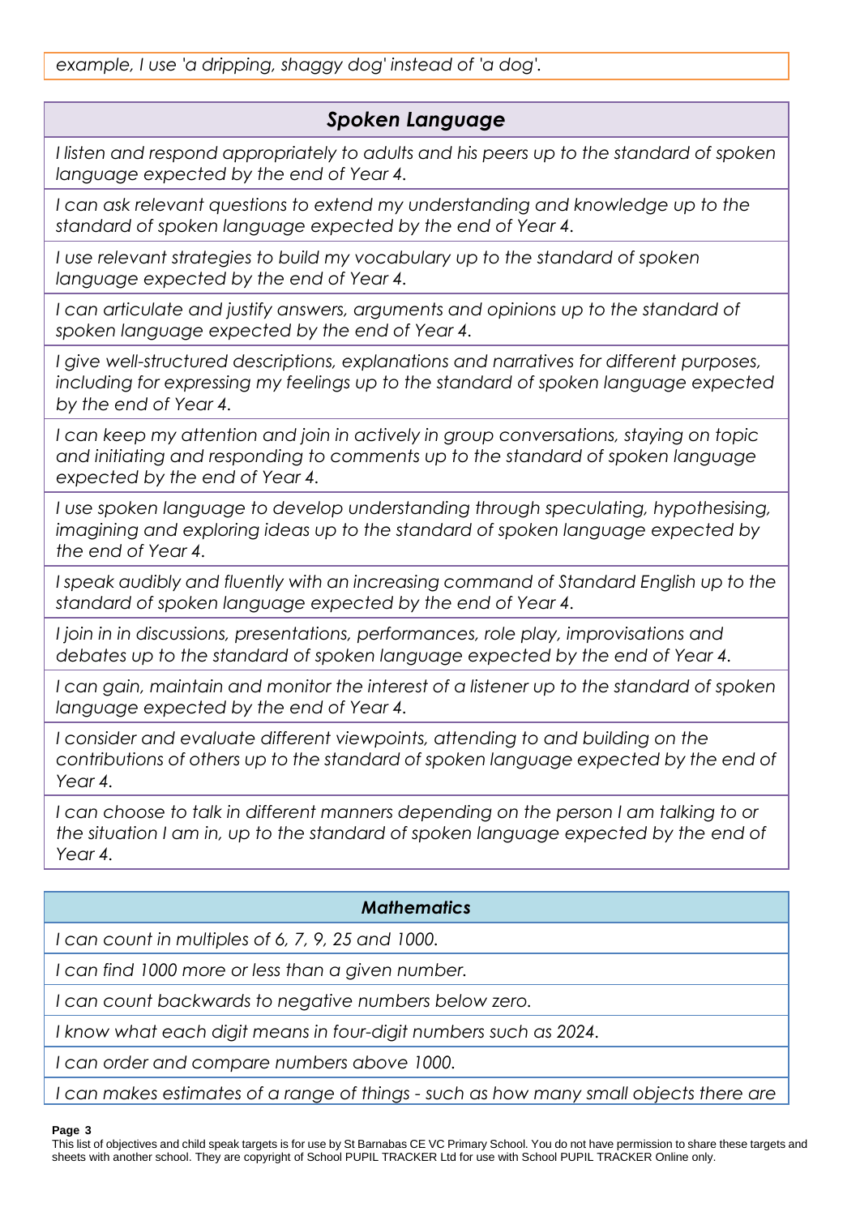*example, I use 'a dripping, shaggy dog' instead of 'a dog'.*

## *Spoken Language*

*I listen and respond appropriately to adults and his peers up to the standard of spoken language expected by the end of Year 4.*

*I can ask relevant questions to extend my understanding and knowledge up to the standard of spoken language expected by the end of Year 4.*

*I use relevant strategies to build my vocabulary up to the standard of spoken language expected by the end of Year 4.*

*I can articulate and justify answers, arguments and opinions up to the standard of spoken language expected by the end of Year 4.*

*I give well-structured descriptions, explanations and narratives for different purposes, including for expressing my feelings up to the standard of spoken language expected by the end of Year 4.*

*I can keep my attention and join in actively in group conversations, staying on topic and initiating and responding to comments up to the standard of spoken language expected by the end of Year 4.*

*I use spoken language to develop understanding through speculating, hypothesising, imagining and exploring ideas up to the standard of spoken language expected by the end of Year 4.*

*I speak audibly and fluently with an increasing command of Standard English up to the standard of spoken language expected by the end of Year 4.*

*I join in in discussions, presentations, performances, role play, improvisations and debates up to the standard of spoken language expected by the end of Year 4.*

*I can gain, maintain and monitor the interest of a listener up to the standard of spoken language expected by the end of Year 4.*

*I consider and evaluate different viewpoints, attending to and building on the contributions of others up to the standard of spoken language expected by the end of Year 4.*

*I can choose to talk in different manners depending on the person I am talking to or the situation I am in, up to the standard of spoken language expected by the end of Year 4.*

## *Mathematics*

*I can count in multiples of 6, 7, 9, 25 and 1000.*

*I can find 1000 more or less than a given number.*

*I can count backwards to negative numbers below zero.*

*I know what each digit means in four-digit numbers such as 2024.*

*I can order and compare numbers above 1000.*

*I can makes estimates of a range of things - such as how many small objects there are*

This list of objectives and child speak targets is for use by St Barnabas CE VC Primary School. You do not have permission to share these targets and sheets with another school. They are copyright of School PUPIL TRACKER Ltd for use with School PUPIL TRACKER Online only.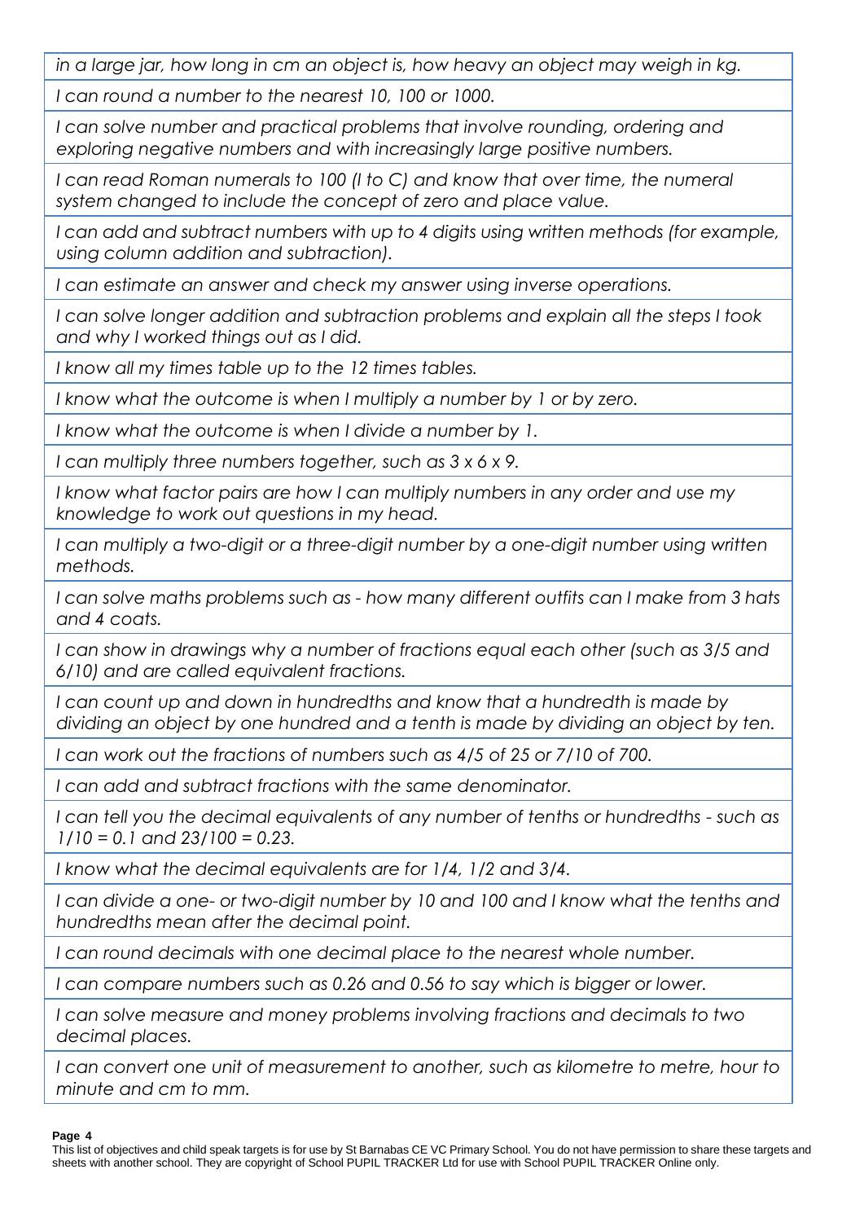| |
|---|
| *in a large jar, how long in cm an object is, how heavy an object may weigh in kg.* |
| *I can round a number to the nearest 10, 100 or 1000.* |
| *I can solve number and practical problems that involve rounding, ordering and exploring negative numbers and with increasingly large positive numbers.* |
| *I can read Roman numerals to 100 (I to C) and know that over time, the numeral system changed to include the concept of zero and place value.* |
| *I can add and subtract numbers with up to 4 digits using written methods (for example, using column addition and subtraction).* |
| *I can estimate an answer and check my answer using inverse operations.* |
| *I can solve longer addition and subtraction problems and explain all the steps I took and why I worked things out as I did.* |
| *I know all my times table up to the 12 times tables.* |
| *I know what the outcome is when I multiply a number by 1 or by zero.* |
| *I know what the outcome is when I divide a number by 1.* |
| *I can multiply three numbers together, such as 3 x 6 x 9.* |
| *I know what factor pairs are how I can multiply numbers in any order and use my knowledge to work out questions in my head.* |
| *I can multiply a two-digit or a three-digit number by a one-digit number using written methods.* |
| *I can solve maths problems such as - how many different outfits can I make from 3 hats and 4 coats.* |
| *I can show in drawings why a number of fractions equal each other (such as 3/5 and 6/10) and are called equivalent fractions.* |
| *I can count up and down in hundredths and know that a hundredth is made by dividing an object by one hundred and a tenth is made by dividing an object by ten.* |
| *I can work out the fractions of numbers such as 4/5 of 25 or 7/10 of 700.* |
| *I can add and subtract fractions with the same denominator.* |
| *I can tell you the decimal equivalents of any number of tenths or hundredths - such as 1/10 = 0.1 and 23/100 = 0.23.* |
| *I know what the decimal equivalents are for 1/4, 1/2 and 3/4.* |
| *I can divide a one- or two-digit number by 10 and 100 and I know what the tenths and hundredths mean after the decimal point.* |
| *I can round decimals with one decimal place to the nearest whole number.* |
| *I can compare numbers such as 0.26 and 0.56 to say which is bigger or lower.* |
| *I can solve measure and money problems involving fractions and decimals to two decimal places.* |
| *I can convert one unit of measurement to another, such as kilometre to metre, hour to minute and cm to mm.* |

This list of objectives and child speak targets is for use by St Barnabas CE VC Primary School. You do not have permission to share these targets and sheets with another school. They are copyright of School PUPIL TRACKER Ltd for use with School PUPIL TRACKER Online only.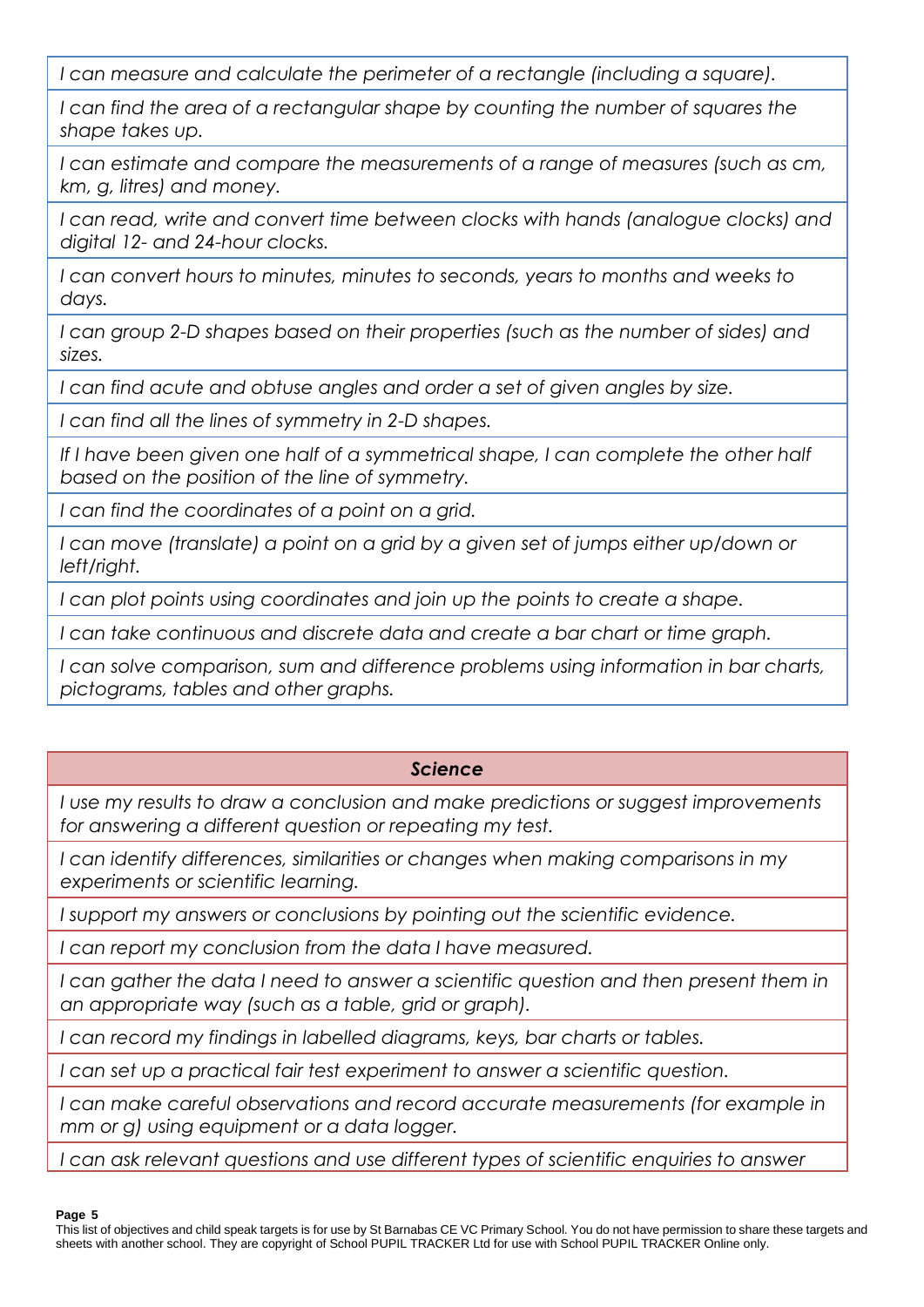| |
|---|
| *I can measure and calculate the perimeter of a rectangle (including a square).* |
| *I can find the area of a rectangular shape by counting the number of squares the shape takes up.* |
| *I can estimate and compare the measurements of a range of measures (such as cm, km, g, litres) and money.* |
| *I can read, write and convert time between clocks with hands (analogue clocks) and digital 12- and 24-hour clocks.* |
| *I can convert hours to minutes, minutes to seconds, years to months and weeks to days.* |
| *I can group 2-D shapes based on their properties (such as the number of sides) and sizes.* |
| *I can find acute and obtuse angles and order a set of given angles by size.* |
| *I can find all the lines of symmetry in 2-D shapes.* |
| *If I have been given one half of a symmetrical shape, I can complete the other half based on the position of the line of symmetry.* |
| *I can find the coordinates of a point on a grid.* |
| *I can move (translate) a point on a grid by a given set of jumps either up/down or left/right.* |
| *I can plot points using coordinates and join up the points to create a shape.* |
| *I can take continuous and discrete data and create a bar chart or time graph.* |
| *I can solve comparison, sum and difference problems using information in bar charts, pictograms, tables and other graphs.* |

| ***Science*** |
|---|
| *I use my results to draw a conclusion and make predictions or suggest improvements for answering a different question or repeating my test.* |
| *I can identify differences, similarities or changes when making comparisons in my experiments or scientific learning.* |
| *I support my answers or conclusions by pointing out the scientific evidence.* |
| *I can report my conclusion from the data I have measured.* |
| *I can gather the data I need to answer a scientific question and then present them in an appropriate way (such as a table, grid or graph).* |
| *I can record my findings in labelled diagrams, keys, bar charts or tables.* |
| *I can set up a practical fair test experiment to answer a scientific question.* |
| *I can make careful observations and record accurate measurements (for example in mm or g) using equipment or a data logger.* |
| *I can ask relevant questions and use different types of scientific enquiries to answer* |

This list of objectives and child speak targets is for use by St Barnabas CE VC Primary School. You do not have permission to share these targets and sheets with another school. They are copyright of School PUPIL TRACKER Ltd for use with School PUPIL TRACKER Online only.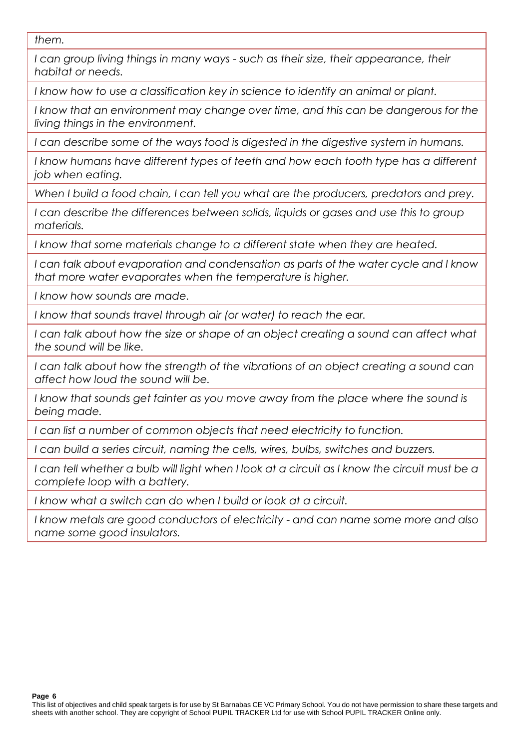| |
|---|
| *them.* |
| *I can group living things in many ways - such as their size, their appearance, their habitat or needs.* |
| *I know how to use a classification key in science to identify an animal or plant.* |
| *I know that an environment may change over time, and this can be dangerous for the living things in the environment.* |
| *I can describe some of the ways food is digested in the digestive system in humans.* |
| *I know humans have different types of teeth and how each tooth type has a different job when eating.* |
| *When I build a food chain, I can tell you what are the producers, predators and prey.* |
| *I can describe the differences between solids, liquids or gases and use this to group materials.* |
| *I know that some materials change to a different state when they are heated.* |
| *I can talk about evaporation and condensation as parts of the water cycle and I know that more water evaporates when the temperature is higher.* |
| *I know how sounds are made.* |
| *I know that sounds travel through air (or water) to reach the ear.* |
| *I can talk about how the size or shape of an object creating a sound can affect what the sound will be like.* |
| *I can talk about how the strength of the vibrations of an object creating a sound can affect how loud the sound will be.* |
| *I know that sounds get fainter as you move away from the place where the sound is being made.* |
| *I can list a number of common objects that need electricity to function.* |
| *I can build a series circuit, naming the cells, wires, bulbs, switches and buzzers.* |
| *I can tell whether a bulb will light when I look at a circuit as I know the circuit must be a complete loop with a battery.* |
| *I know what a switch can do when I build or look at a circuit.* |
| *I know metals are good conductors of electricity - and can name some more and also name some good insulators.* |